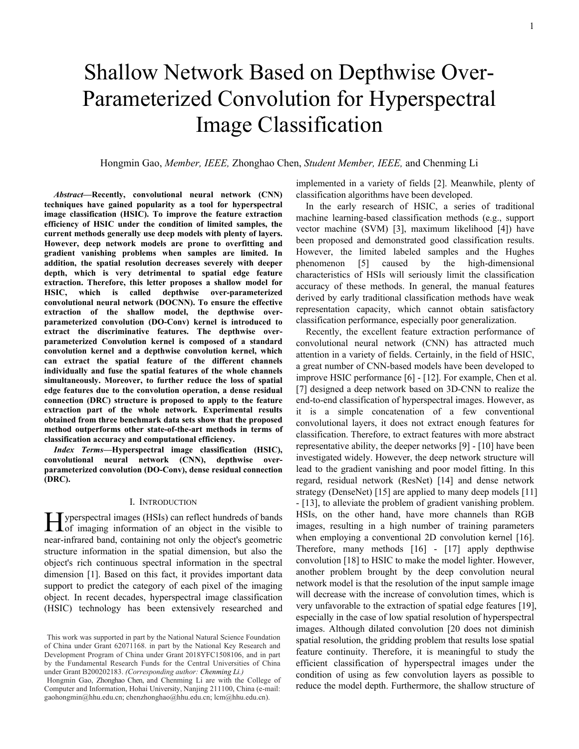# Shallow Network Based on Depthwise Over-Parameterized Convolution for Hyperspectral Image Classification

Hongmin Gao, *Member, IEEE,* Zhonghao Chen, *Student Member, IEEE,* and Chenming Li

***Abstract*—Recently, convolutional neural network (CNN) techniques have gained popularity as a tool for hyperspectral image classification (HSIC). To improve the feature extraction efficiency of HSIC under the condition of limited samples, the current methods generally use deep models with plenty of layers. However, deep network models are prone to overfitting and gradient vanishing problems when samples are limited. In addition, the spatial resolution decreases severely with deeper depth, which is very detrimental to spatial edge feature extraction. Therefore, this letter proposes a shallow model for HSIC, which is called depthwise over-parameterized convolutional neural network (DOCNN). To ensure the effective extraction of the shallow model, the depthwise over-parameterized convolution (DO-Conv) kernel is introduced to extract the discriminative features. The depthwise over-parameterized Convolution kernel is composed of a standard convolution kernel and a depthwise convolution kernel, which can extract the spatial feature of the different channels individually and fuse the spatial features of the whole channels simultaneously. Moreover, to further reduce the loss of spatial edge features due to the convolution operation, a dense residual connection (DRC) structure is proposed to apply to the feature extraction part of the whole network. Experimental results obtained from three benchmark data sets show that the proposed method outperforms other state-of-the-art methods in terms of classification accuracy and computational efficiency.**

***Index Terms*—Hyperspectral image classification (HSIC), convolutional neural network (CNN), depthwise over-parameterized convolution (DO-Conv), dense residual connection (DRC).**

## I. Introduction

Hyperspectral images (HSIs) can reflect hundreds of bands of imaging information of an object in the visible to near-infrared band, containing not only the object's geometric structure information in the spatial dimension, but also the object's rich continuous spectral information in the spectral dimension [1]. Based on this fact, it provides important data support to predict the category of each pixel of the imaging object. In recent decades, hyperspectral image classification (HSIC) technology has been extensively researched and implemented in a variety of fields [2]. Meanwhile, plenty of classification algorithms have been developed.

In the early research of HSIC, a series of traditional machine learning-based classification methods (e.g., support vector machine (SVM) [3], maximum likelihood [4]) have been proposed and demonstrated good classification results. However, the limited labeled samples and the Hughes phenomenon [5] caused by the high-dimensional characteristics of HSIs will seriously limit the classification accuracy of these methods. In general, the manual features derived by early traditional classification methods have weak representation capacity, which cannot obtain satisfactory classification performance, especially poor generalization.

Recently, the excellent feature extraction performance of convolutional neural network (CNN) has attracted much attention in a variety of fields. Certainly, in the field of HSIC, a great number of CNN-based models have been developed to improve HSIC performance [6] - [12]. For example, Chen et al. [7] designed a deep network based on 3D-CNN to realize the end-to-end classification of hyperspectral images. However, as it is a simple concatenation of a few conventional convolutional layers, it does not extract enough features for classification. Therefore, to extract features with more abstract representative ability, the deeper networks [9] - [10] have been investigated widely. However, the deep network structure will lead to the gradient vanishing and poor model fitting. In this regard, residual network (ResNet) [14] and dense network strategy (DenseNet) [15] are applied to many deep models [11] - [13], to alleviate the problem of gradient vanishing problem. HSIs, on the other hand, have more channels than RGB images, resulting in a high number of training parameters when employing a conventional 2D convolution kernel [16]. Therefore, many methods [16] - [17] apply depthwise convolution [18] to HSIC to make the model lighter. However, another problem brought by the deep convolution neural network model is that the resolution of the input sample image will decrease with the increase of convolution times, which is very unfavorable to the extraction of spatial edge features [19], especially in the case of low spatial resolution of hyperspectral images. Although dilated convolution [20 does not diminish spatial resolution, the gridding problem that results lose spatial feature continuity. Therefore, it is meaningful to study the efficient classification of hyperspectral images under the condition of using as few convolution layers as possible to reduce the model depth. Furthermore, the shallow structure of

This work was supported in part by the National Natural Science Foundation of China under Grant 62071168. in part by the National Key Research and Development Program of China under Grant 2018YFC1508106, and in part by the Fundamental Research Funds for the Central Universities of China under Grant B200202183. *(Corresponding author: Chenming Li.)*

Hongmin Gao, Zhonghao Chen, and Chenming Li are with the College of Computer and Information, Hohai University, Nanjing 211100, China (e-mail: gaohongmin@hhu.edu.cn; chenzhonghao@hhu.edu.cn; lcm@hhu.edu.cn).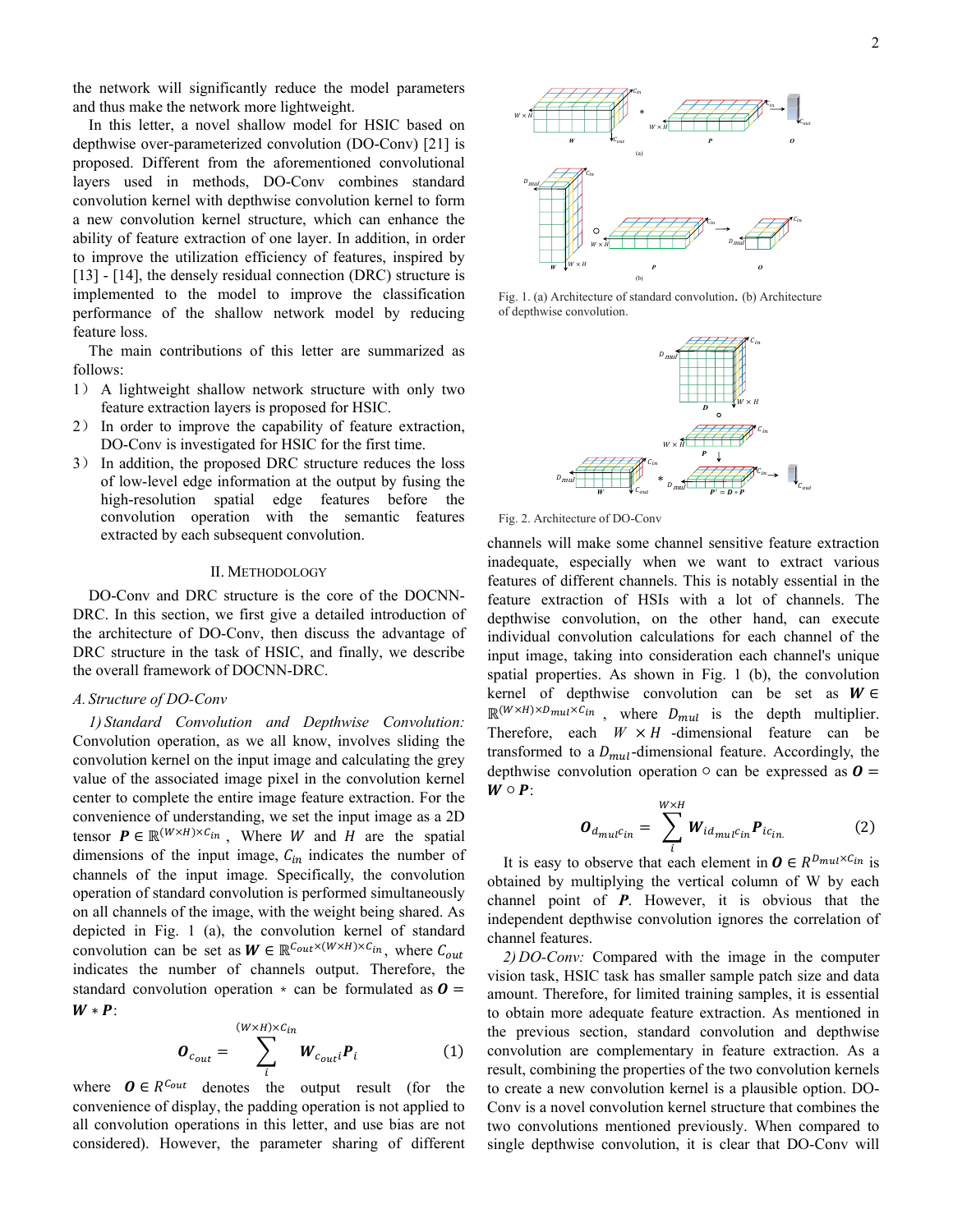the network will significantly reduce the model parameters and thus make the network more lightweight.

In this letter, a novel shallow model for HSIC based on depthwise over-parameterized convolution (DO-Conv) [21] is proposed. Different from the aforementioned convolutional layers used in methods, DO-Conv combines standard convolution kernel with depthwise convolution kernel to form a new convolution kernel structure, which can enhance the ability of feature extraction of one layer. In addition, in order to improve the utilization efficiency of features, inspired by [13] - [14], the densely residual connection (DRC) structure is implemented to the model to improve the classification performance of the shallow network model by reducing feature loss.

The main contributions of this letter are summarized as follows:

1） A lightweight shallow network structure with only two feature extraction layers is proposed for HSIC.
2） In order to improve the capability of feature extraction, DO-Conv is investigated for HSIC for the first time.
3） In addition, the proposed DRC structure reduces the loss of low-level edge information at the output by fusing the high-resolution spatial edge features before the convolution operation with the semantic features extracted by each subsequent convolution.

## II. Methodology

DO-Conv and DRC structure is the core of the DOCNN-DRC. In this section, we first give a detailed introduction of the architecture of DO-Conv, then discuss the advantage of DRC structure in the task of HSIC, and finally, we describe the overall framework of DOCNN-DRC.

### A. Structure of DO-Conv

*1) Standard Convolution and Depthwise Convolution:* Convolution operation, as we all know, involves sliding the convolution kernel on the input image and calculating the grey value of the associated image pixel in the convolution kernel center to complete the entire image feature extraction. For the convenience of understanding, we set the input image as a 2D tensor $\boldsymbol{P} \in \mathbb{R}^{(W \times H) \times C_{in}}$ , Where $W$ and $H$ are the spatial dimensions of the input image, $C_{in}$ indicates the number of channels of the input image. Specifically, the convolution operation of standard convolution is performed simultaneously on all channels of the image, with the weight being shared. As depicted in Fig. 1 (a), the convolution kernel of standard convolution can be set as $\boldsymbol{W} \in \mathbb{R}^{C_{out} \times (W \times H) \times C_{in}}$, where $C_{out}$ indicates the number of channels output. Therefore, the standard convolution operation $*$ can be formulated as $\boldsymbol{O} = \boldsymbol{W} * \boldsymbol{P}$:

$$\boldsymbol{O}_{c_{out}} = \sum_{i}^{(W \times H) \times C_{in}} \boldsymbol{W}_{c_{out}i} \boldsymbol{P}_i \tag{1}$$

where $\boldsymbol{O} \in R^{C_{out}}$ denotes the output result (for the convenience of display, the padding operation is not applied to all convolution operations in this letter, and use bias are not considered). However, the parameter sharing of different

Fig. 1. (a) Architecture of standard convolution. (b) Architecture of depthwise convolution.

Fig. 2. Architecture of DO-Conv

channels will make some channel sensitive feature extraction inadequate, especially when we want to extract various features of different channels. This is notably essential in the feature extraction of HSIs with a lot of channels. The depthwise convolution, on the other hand, can execute individual convolution calculations for each channel of the input image, taking into consideration each channel's unique spatial properties. As shown in Fig. 1 (b), the convolution kernel of depthwise convolution can be set as $\boldsymbol{W} \in \mathbb{R}^{(W \times H) \times D_{mul} \times C_{in}}$ , where $D_{mul}$ is the depth multiplier. Therefore, each $W \times H$ -dimensional feature can be transformed to a $D_{mul}$-dimensional feature. Accordingly, the depthwise convolution operation $\circ$ can be expressed as $\boldsymbol{O} = \boldsymbol{W} \circ \boldsymbol{P}$:

$$\boldsymbol{O}_{d_{mul}c_{in}} = \sum_{i}^{W \times H} \boldsymbol{W}_{id_{mul}c_{in}} \boldsymbol{P}_{ic_{in.}} \tag{2}$$

It is easy to observe that each element in $\boldsymbol{O} \in R^{D_{mul} \times C_{in}}$ is obtained by multiplying the vertical column of W by each channel point of $\boldsymbol{P}$. However, it is obvious that the independent depthwise convolution ignores the correlation of channel features.

*2) DO-Conv:* Compared with the image in the computer vision task, HSIC task has smaller sample patch size and data amount. Therefore, for limited training samples, it is essential to obtain more adequate feature extraction. As mentioned in the previous section, standard convolution and depthwise convolution are complementary in feature extraction. As a result, combining the properties of the two convolution kernels to create a new convolution kernel is a plausible option. DO-Conv is a novel convolution kernel structure that combines the two convolutions mentioned previously. When compared to single depthwise convolution, it is clear that DO-Conv will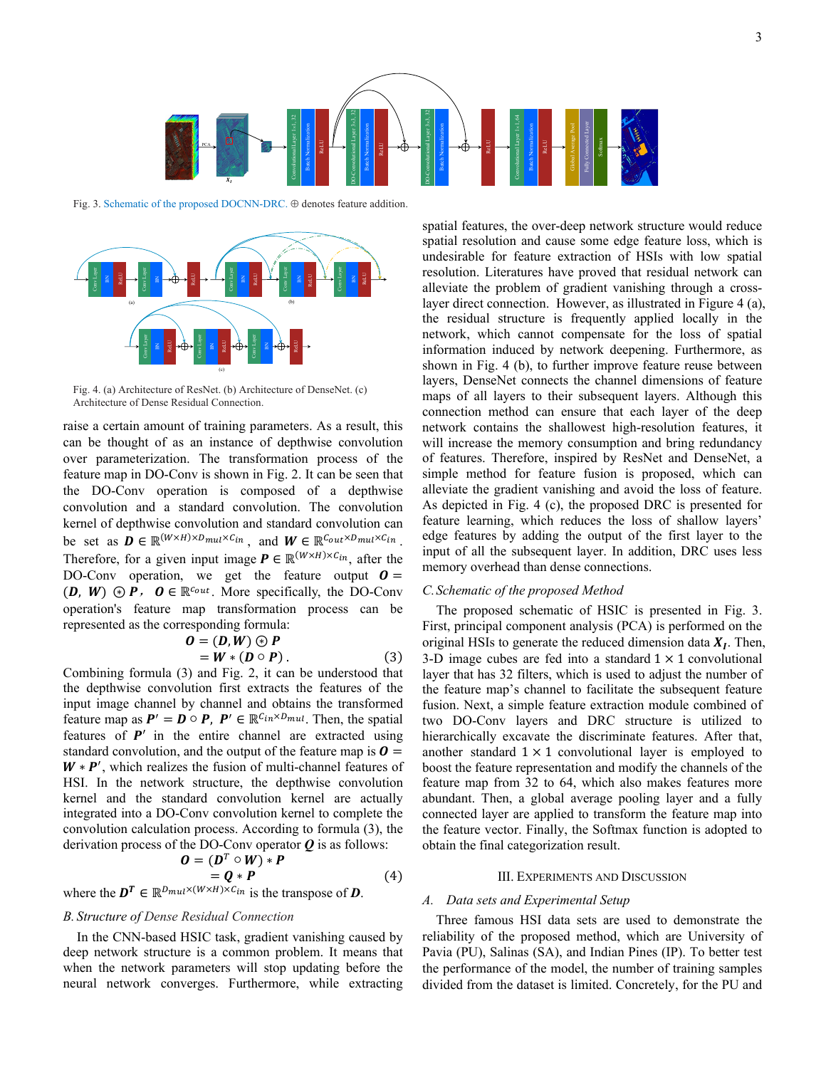Fig. 3. Schematic of the proposed DOCNN-DRC. ⊕ denotes feature addition.

Fig. 4. (a) Architecture of ResNet. (b) Architecture of DenseNet. (c) Architecture of Dense Residual Connection.

raise a certain amount of training parameters. As a result, this can be thought of as an instance of depthwise convolution over parameterization. The transformation process of the feature map in DO-Conv is shown in Fig. 2. It can be seen that the DO-Conv operation is composed of a depthwise convolution and a standard convolution. The convolution kernel of depthwise convolution and standard convolution can be set as $\boldsymbol{D} \in \mathbb{R}^{(W \times H) \times D_{mul} \times C_{in}}$, and $\boldsymbol{W} \in \mathbb{R}^{C_{out} \times D_{mul} \times C_{in}}$. Therefore, for a given input image $\boldsymbol{P} \in \mathbb{R}^{(W \times H) \times C_{in}}$, after the DO-Conv operation, we get the feature output $\boldsymbol{O} = (\boldsymbol{D}, \boldsymbol{W}) \circledast \boldsymbol{P}$, $\boldsymbol{O} \in \mathbb{R}^{C_{out}}$. More specifically, the DO-Conv operation's feature map transformation process can be represented as the corresponding formula:

$$
\begin{aligned}
\boldsymbol{O} &= (\boldsymbol{D}, \boldsymbol{W}) \circledast \boldsymbol{P} \\
&= \boldsymbol{W} * (\boldsymbol{D} \circ \boldsymbol{P}).
\end{aligned}
\tag{3}
$$

Combining formula (3) and Fig. 2, it can be understood that the depthwise convolution first extracts the features of the input image channel by channel and obtains the transformed feature map as $\boldsymbol{P}' = \boldsymbol{D} \circ \boldsymbol{P}$, $\boldsymbol{P}' \in \mathbb{R}^{C_{in} \times D_{mul}}$. Then, the spatial features of $\boldsymbol{P}'$ in the entire channel are extracted using standard convolution, and the output of the feature map is $\boldsymbol{O} = \boldsymbol{W} * \boldsymbol{P}'$, which realizes the fusion of multi-channel features of HSI. In the network structure, the depthwise convolution kernel and the standard convolution kernel are actually integrated into a DO-Conv convolution kernel to complete the convolution calculation process. According to formula (3), the derivation process of the DO-Conv operator $\boldsymbol{Q}$ is as follows:

$$
\begin{aligned}
\boldsymbol{O} &= (\boldsymbol{D}^{T} \circ \boldsymbol{W}) * \boldsymbol{P} \\
&= \boldsymbol{Q} * \boldsymbol{P}
\end{aligned}
\tag{4}
$$

where the $\boldsymbol{D}^{\boldsymbol{T}} \in \mathbb{R}^{D_{mul} \times (W \times H) \times C_{in}}$ is the transpose of $\boldsymbol{D}$.

### *B. Structure of Dense Residual Connection*

In the CNN-based HSIC task, gradient vanishing caused by deep network structure is a common problem. It means that when the network parameters will stop updating before the neural network converges. Furthermore, while extracting spatial features, the over-deep network structure would reduce spatial resolution and cause some edge feature loss, which is undesirable for feature extraction of HSIs with low spatial resolution. Literatures have proved that residual network can alleviate the problem of gradient vanishing through a cross-layer direct connection. However, as illustrated in Figure 4 (a), the residual structure is frequently applied locally in the network, which cannot compensate for the loss of spatial information induced by network deepening. Furthermore, as shown in Fig. 4 (b), to further improve feature reuse between layers, DenseNet connects the channel dimensions of feature maps of all layers to their subsequent layers. Although this connection method can ensure that each layer of the deep network contains the shallowest high-resolution features, it will increase the memory consumption and bring redundancy of features. Therefore, inspired by ResNet and DenseNet, a simple method for feature fusion is proposed, which can alleviate the gradient vanishing and avoid the loss of feature. As depicted in Fig. 4 (c), the proposed DRC is presented for feature learning, which reduces the loss of shallow layers' edge features by adding the output of the first layer to the input of all the subsequent layer. In addition, DRC uses less memory overhead than dense connections.

### *C. Schematic of the proposed Method*

The proposed schematic of HSIC is presented in Fig. 3. First, principal component analysis (PCA) is performed on the original HSIs to generate the reduced dimension data $\boldsymbol{X_I}$. Then, 3-D image cubes are fed into a standard $1 \times 1$ convolutional layer that has 32 filters, which is used to adjust the number of the feature map's channel to facilitate the subsequent feature fusion. Next, a simple feature extraction module combined of two DO-Conv layers and DRC structure is utilized to hierarchically excavate the discriminate features. After that, another standard $1 \times 1$ convolutional layer is employed to boost the feature representation and modify the channels of the feature map from 32 to 64, which also makes features more abundant. Then, a global average pooling layer and a fully connected layer are applied to transform the feature map into the feature vector. Finally, the Softmax function is adopted to obtain the final categorization result.

## III. Experiments and Discussion

### *A. Data sets and Experimental Setup*

Three famous HSI data sets are used to demonstrate the reliability of the proposed method, which are University of Pavia (PU), Salinas (SA), and Indian Pines (IP). To better test the performance of the model, the number of training samples divided from the dataset is limited. Concretely, for the PU and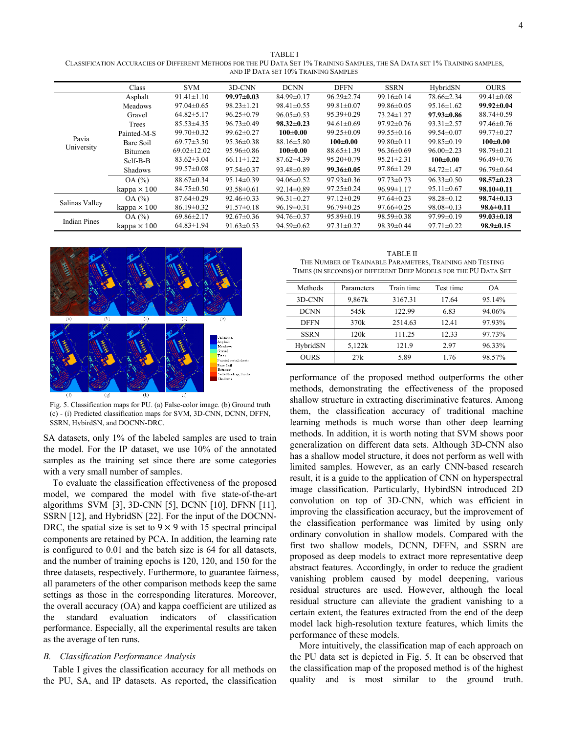TABLE I
CLASSIFICATION ACCURACIES OF DIFFERENT METHODS FOR THE PU DATA SET 1% TRAINING SAMPLES, THE SA DATA SET 1% TRAINING SAMPLES, AND IP DATA SET 10% TRAINING SAMPLES

| | Class | SVM | 3D-CNN | DCNN | DFFN | SSRN | HybridSN | OURS |
|---|---|---|---|---|---|---|---|---|
| Pavia University | Asphalt | 91.41±1.10 | **99.97±0.03** | 84.99±0.17 | 96.29±2.74 | 99.16±0.14 | 78.66±2.34 | 99.41±0.08 |
| | Meadows | 97.04±0.65 | 98.23±1.21 | 98.41±0.55 | 99.81±0.07 | 99.86±0.05 | 95.16±1.62 | **99.92±0.04** |
| | Gravel | 64.82±5.17 | 96.25±0.79 | 96.05±0.53 | 95.39±0.29 | 73.24±1.27 | **97.93±0.86** | 88.74±0.59 |
| | Trees | 85.53±4.35 | 96.73±0.49 | **98.32±0.23** | 94.61±0.69 | 97.92±0.76 | 93.31±2.57 | 97.46±0.76 |
| | Painted-M-S | 99.70±0.32 | 99.62±0.27 | **100±0.00** | 99.25±0.09 | 99.55±0.16 | 99.54±0.07 | 99.77±0.27 |
| | Bare Soil | 69.77±3.50 | 95.36±0.38 | 88.16±5.80 | **100±0.00** | 99.80±0.11 | 99.85±0.19 | **100±0.00** |
| | Bitumen | 69.02±12.02 | 95.96±0.86 | **100±0.00** | 88.65±1.39 | 96.36±0.69 | 96.00±2.23 | 98.79±0.21 |
| | Self-B-B | 83.62±3.04 | 66.11±1.22 | 87.62±4.39 | 95.20±0.79 | 95.21±2.31 | **100±0.00** | 96.49±0.76 |
| | Shadows | 99.57±0.08 | 97.54±0.37 | 93.48±0.89 | **99.36±0.05** | 97.86±1.29 | 84.72±1.47 | 96.79±0.64 |
| | OA (%) | 88.67±0.34 | 95.14±0.39 | 94.06±0.52 | 97.93±0.36 | 97.73±0.73 | 96.33±0.50 | **98.57±0.23** |
| | kappa × 100 | 84.75±0.50 | 93.58±0.61 | 92.14±0.89 | 97.25±0.24 | 96.99±1.17 | 95.11±0.67 | **98.10±0.11** |
| Salinas Valley | OA (%) | 87.64±0.29 | 92.46±0.33 | 96.31±0.27 | 97.12±0.29 | 97.64±0.23 | 98.28±0.12 | **98.74±0.13** |
| | kappa × 100 | 86.19±0.32 | 91.57±0.18 | 96.19±0.31 | 96.79±0.25 | 97.66±0.25 | 98.08±0.13 | **98.6±0.11** |
| Indian Pines | OA (%) | 69.86±2.17 | 92.67±0.36 | 94.76±0.37 | 95.89±0.19 | 98.59±0.38 | 97.99±0.19 | **99.03±0.18** |
| | kappa × 100 | 64.83±1.94 | 91.63±0.53 | 94.59±0.62 | 97.31±0.27 | 98.39±0.44 | 97.71±0.22 | **98.9±0.15** |

Fig. 5. Classification maps for PU. (a) False-color image. (b) Ground truth (c) - (i) Predicted classification maps for SVM, 3D-CNN, DCNN, DFFN, SSRN, HybirdSN, and DOCNN-DRC.

SA datasets, only 1% of the labeled samples are used to train the model. For the IP dataset, we use 10% of the annotated samples as the training set since there are some categories with a very small number of samples.

To evaluate the classification effectiveness of the proposed model, we compared the model with five state-of-the-art algorithms SVM [3], 3D-CNN [5], DCNN [10], DFNN [11], SSRN [12], and HybridSN [22]. For the input of the DOCNN-DRC, the spatial size is set to $9 \times 9$ with 15 spectral principal components are retained by PCA. In addition, the learning rate is configured to 0.01 and the batch size is 64 for all datasets, and the number of training epochs is 120, 120, and 150 for the three datasets, respectively. Furthermore, to guarantee fairness, all parameters of the other comparison methods keep the same settings as those in the corresponding literatures. Moreover, the overall accuracy (OA) and kappa coefficient are utilized as the standard evaluation indicators of classification performance. Especially, all the experimental results are taken as the average of ten runs.

### *B. Classification Performance Analysis*

Table I gives the classification accuracy for all methods on the PU, SA, and IP datasets. As reported, the classification performance of the proposed method outperforms the other methods, demonstrating the effectiveness of the proposed shallow structure in extracting discriminative features. Among them, the classification accuracy of traditional machine learning methods is much worse than other deep learning methods. In addition, it is worth noting that SVM shows poor generalization on different data sets. Although 3D-CNN also has a shallow model structure, it does not perform as well with limited samples. However, as an early CNN-based research result, it is a guide to the application of CNN on hyperspectral image classification. Particularly, HybirdSN introduced 2D convolution on top of 3D-CNN, which was efficient in improving the classification accuracy, but the improvement of the classification performance was limited by using only ordinary convolution in shallow models. Compared with the first two shallow models, DCNN, DFFN, and SSRN are proposed as deep models to extract more representative deep abstract features. Accordingly, in order to reduce the gradient vanishing problem caused by model deepening, various residual structures are used. However, although the local residual structure can alleviate the gradient vanishing to a certain extent, the features extracted from the end of the deep model lack high-resolution texture features, which limits the performance of these models.

More intuitively, the classification map of each approach on the PU data set is depicted in Fig. 5. It can be observed that the classification map of the proposed method is of the highest quality and is most similar to the ground truth.

TABLE II
THE NUMBER OF TRAINABLE PARAMETERS, TRAINING AND TESTING TIMES (IN SECONDS) OF DIFFERENT DEEP MODELS FOR THE PU DATA SET

| Methods | Parameters | Train time | Test time | OA |
|---|---|---|---|---|
| 3D-CNN | 9,867k | 3167.31 | 17.64 | 95.14% |
| DCNN | 545k | 122.99 | 6.83 | 94.06% |
| DFFN | 370k | 2514.63 | 12.41 | 97.93% |
| SSRN | 120k | 111.25 | 12.33 | 97.73% |
| HybridSN | 5,122k | 121.9 | 2.97 | 96.33% |
| OURS | 27k | 5.89 | 1.76 | 98.57% |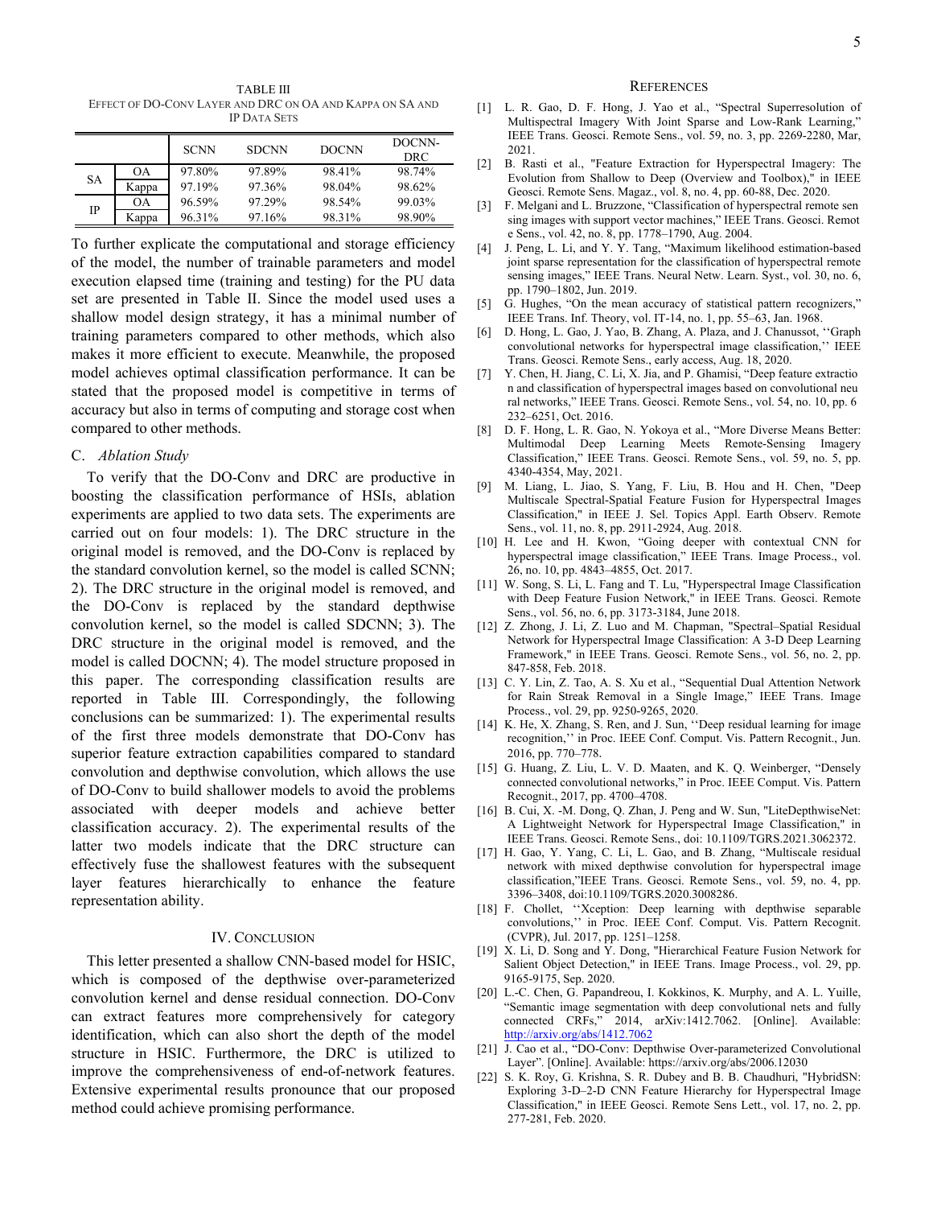TABLE III
EFFECT OF DO-CONV LAYER AND DRC ON OA AND KAPPA ON SA AND IP DATA SETS

| | | SCNN | SDCNN | DOCNN | DOCNN-DRC |
|---|---|---|---|---|---|
| SA | OA | 97.80% | 97.89% | 98.41% | 98.74% |
| | Kappa | 97.19% | 97.36% | 98.04% | 98.62% |
| IP | OA | 96.59% | 97.29% | 98.54% | 99.03% |
| | Kappa | 96.31% | 97.16% | 98.31% | 98.90% |

To further explicate the computational and storage efficiency of the model, the number of trainable parameters and model execution elapsed time (training and testing) for the PU data set are presented in Table II. Since the model used uses a shallow model design strategy, it has a minimal number of training parameters compared to other methods, which also makes it more efficient to execute. Meanwhile, the proposed model achieves optimal classification performance. It can be stated that the proposed model is competitive in terms of accuracy but also in terms of computing and storage cost when compared to other methods.

### C. *Ablation Study*

To verify that the DO-Conv and DRC are productive in boosting the classification performance of HSIs, ablation experiments are applied to two data sets. The experiments are carried out on four models: 1). The DRC structure in the original model is removed, and the DO-Conv is replaced by the standard convolution kernel, so the model is called SCNN; 2). The DRC structure in the original model is removed, and the DO-Conv is replaced by the standard depthwise convolution kernel, so the model is called SDCNN; 3). The DRC structure in the original model is removed, and the model is called DOCNN; 4). The model structure proposed in this paper. The corresponding classification results are reported in Table III. Correspondingly, the following conclusions can be summarized: 1). The experimental results of the first three models demonstrate that DO-Conv has superior feature extraction capabilities compared to standard convolution and depthwise convolution, which allows the use of DO-Conv to build shallower models to avoid the problems associated with deeper models and achieve better classification accuracy. 2). The experimental results of the latter two models indicate that the DRC structure can effectively fuse the shallowest features with the subsequent layer features hierarchically to enhance the feature representation ability.

## IV. CONCLUSION

This letter presented a shallow CNN-based model for HSIC, which is composed of the depthwise over-parameterized convolution kernel and dense residual connection. DO-Conv can extract features more comprehensively for category identification, which can also short the depth of the model structure in HSIC. Furthermore, the DRC is utilized to improve the comprehensiveness of end-of-network features. Extensive experimental results pronounce that our proposed method could achieve promising performance.

## REFERENCES

[1] L. R. Gao, D. F. Hong, J. Yao et al., "Spectral Superresolution of Multispectral Imagery With Joint Sparse and Low-Rank Learning," IEEE Trans. Geosci. Remote Sens., vol. 59, no. 3, pp. 2269-2280, Mar, 2021.

[2] B. Rasti et al., "Feature Extraction for Hyperspectral Imagery: The Evolution from Shallow to Deep (Overview and Toolbox)," in IEEE Geosci. Remote Sens. Magaz., vol. 8, no. 4, pp. 60-88, Dec. 2020.

[3] F. Melgani and L. Bruzzone, "Classification of hyperspectral remote sen sing images with support vector machines," IEEE Trans. Geosci. Remot e Sens., vol. 42, no. 8, pp. 1778–1790, Aug. 2004.

[4] J. Peng, L. Li, and Y. Y. Tang, "Maximum likelihood estimation-based joint sparse representation for the classification of hyperspectral remote sensing images," IEEE Trans. Neural Netw. Learn. Syst., vol. 30, no. 6, pp. 1790–1802, Jun. 2019.

[5] G. Hughes, "On the mean accuracy of statistical pattern recognizers," IEEE Trans. Inf. Theory, vol. IT-14, no. 1, pp. 55–63, Jan. 1968.

[6] D. Hong, L. Gao, J. Yao, B. Zhang, A. Plaza, and J. Chanussot, ''Graph convolutional networks for hyperspectral image classification,'' IEEE Trans. Geosci. Remote Sens., early access, Aug. 18, 2020.

[7] Y. Chen, H. Jiang, C. Li, X. Jia, and P. Ghamisi, "Deep feature extractio n and classification of hyperspectral images based on convolutional neu ral networks," IEEE Trans. Geosci. Remote Sens., vol. 54, no. 10, pp. 6 232–6251, Oct. 2016.

[8] D. F. Hong, L. R. Gao, N. Yokoya et al., "More Diverse Means Better: Multimodal Deep Learning Meets Remote-Sensing Imagery Classification," IEEE Trans. Geosci. Remote Sens., vol. 59, no. 5, pp. 4340-4354, May, 2021.

[9] M. Liang, L. Jiao, S. Yang, F. Liu, B. Hou and H. Chen, "Deep Multiscale Spectral-Spatial Feature Fusion for Hyperspectral Images Classification," in IEEE J. Sel. Topics Appl. Earth Observ. Remote Sens., vol. 11, no. 8, pp. 2911-2924, Aug. 2018.

[10] H. Lee and H. Kwon, "Going deeper with contextual CNN for hyperspectral image classification," IEEE Trans. Image Process., vol. 26, no. 10, pp. 4843–4855, Oct. 2017.

[11] W. Song, S. Li, L. Fang and T. Lu, "Hyperspectral Image Classification with Deep Feature Fusion Network," in IEEE Trans. Geosci. Remote Sens., vol. 56, no. 6, pp. 3173-3184, June 2018.

[12] Z. Zhong, J. Li, Z. Luo and M. Chapman, "Spectral–Spatial Residual Network for Hyperspectral Image Classification: A 3-D Deep Learning Framework," in IEEE Trans. Geosci. Remote Sens., vol. 56, no. 2, pp. 847-858, Feb. 2018.

[13] C. Y. Lin, Z. Tao, A. S. Xu et al., "Sequential Dual Attention Network for Rain Streak Removal in a Single Image," IEEE Trans. Image Process., vol. 29, pp. 9250-9265, 2020.

[14] K. He, X. Zhang, S. Ren, and J. Sun, ''Deep residual learning for image recognition,'' in Proc. IEEE Conf. Comput. Vis. Pattern Recognit., Jun. 2016, pp. 770–778.

[15] G. Huang, Z. Liu, L. V. D. Maaten, and K. Q. Weinberger, "Densely connected convolutional networks," in Proc. IEEE Comput. Vis. Pattern Recognit., 2017, pp. 4700–4708.

[16] B. Cui, X. -M. Dong, Q. Zhan, J. Peng and W. Sun, "LiteDepthwiseNet: A Lightweight Network for Hyperspectral Image Classification," in IEEE Trans. Geosci. Remote Sens., doi: 10.1109/TGRS.2021.3062372.

[17] H. Gao, Y. Yang, C. Li, L. Gao, and B. Zhang, "Multiscale residual network with mixed depthwise convolution for hyperspectral image classification,"IEEE Trans. Geosci. Remote Sens., vol. 59, no. 4, pp. 3396–3408, doi:10.1109/TGRS.2020.3008286.

[18] F. Chollet, ''Xception: Deep learning with depthwise separable convolutions,'' in Proc. IEEE Conf. Comput. Vis. Pattern Recognit. (CVPR), Jul. 2017, pp. 1251–1258.

[19] X. Li, D. Song and Y. Dong, "Hierarchical Feature Fusion Network for Salient Object Detection," in IEEE Trans. Image Process., vol. 29, pp. 9165-9175, Sep. 2020.

[20] L.-C. Chen, G. Papandreou, I. Kokkinos, K. Murphy, and A. L. Yuille, "Semantic image segmentation with deep convolutional nets and fully connected CRFs," 2014, arXiv:1412.7062. [Online]. Available: http://arxiv.org/abs/1412.7062

[21] J. Cao et al., "DO-Conv: Depthwise Over-parameterized Convolutional Layer". [Online]. Available: https://arxiv.org/abs/2006.12030

[22] S. K. Roy, G. Krishna, S. R. Dubey and B. B. Chaudhuri, "HybridSN: Exploring 3-D–2-D CNN Feature Hierarchy for Hyperspectral Image Classification," in IEEE Geosci. Remote Sens Lett., vol. 17, no. 2, pp. 277-281, Feb. 2020.